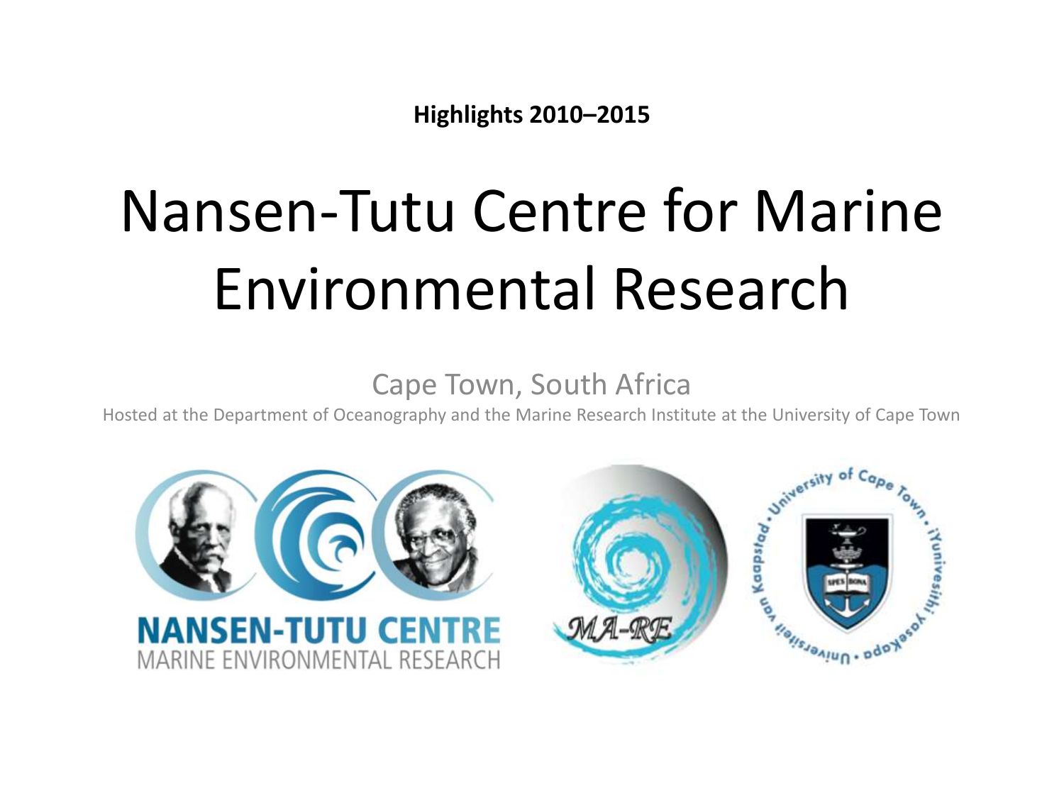**Highlights 2010–2015**

# Nansen-Tutu Centre for Marine Environmental Research

Cape Town, South Africa

Hosted at the Department of Oceanography and the Marine Research Institute at the University of Cape Town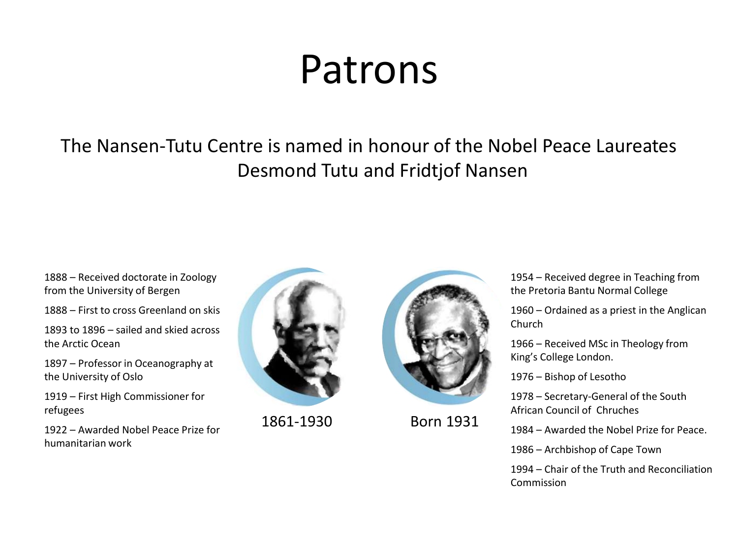# Patrons

The Nansen-Tutu Centre is named in honour of the Nobel Peace Laureates Desmond Tutu and Fridtjof Nansen

1888 – Received doctorate in Zoology from the University of Bergen

1888 – First to cross Greenland on skis

1893 to 1896 – sailed and skied across the Arctic Ocean

1897 – Professor in Oceanography at the University of Oslo

1919 – First High Commissioner for refugees

1922 – Awarded Nobel Peace Prize for humanitarian work

1861-1930

Born 1931

1954 – Received degree in Teaching from the Pretoria Bantu Normal College

1960 – Ordained as a priest in the Anglican Church

1966 – Received MSc in Theology from King's College London.

1976 – Bishop of Lesotho

1978 – Secretary-General of the South African Council of Chruches

1984 – Awarded the Nobel Prize for Peace.

1986 – Archbishop of Cape Town

1994 – Chair of the Truth and Reconciliation Commission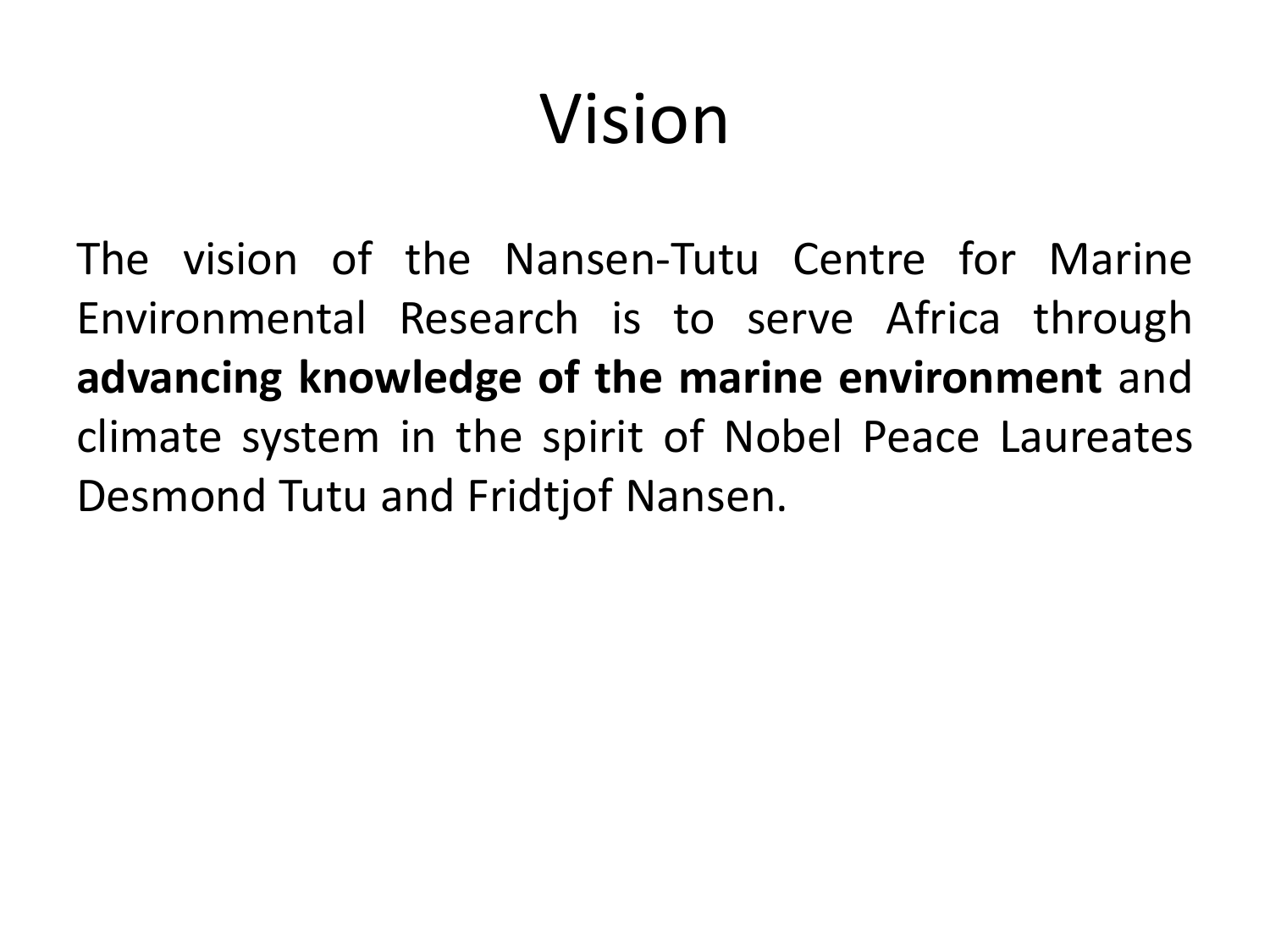# Vision

The vision of the Nansen-Tutu Centre for Marine Environmental Research is to serve Africa through **advancing knowledge of the marine environment** and climate system in the spirit of Nobel Peace Laureates Desmond Tutu and Fridtjof Nansen.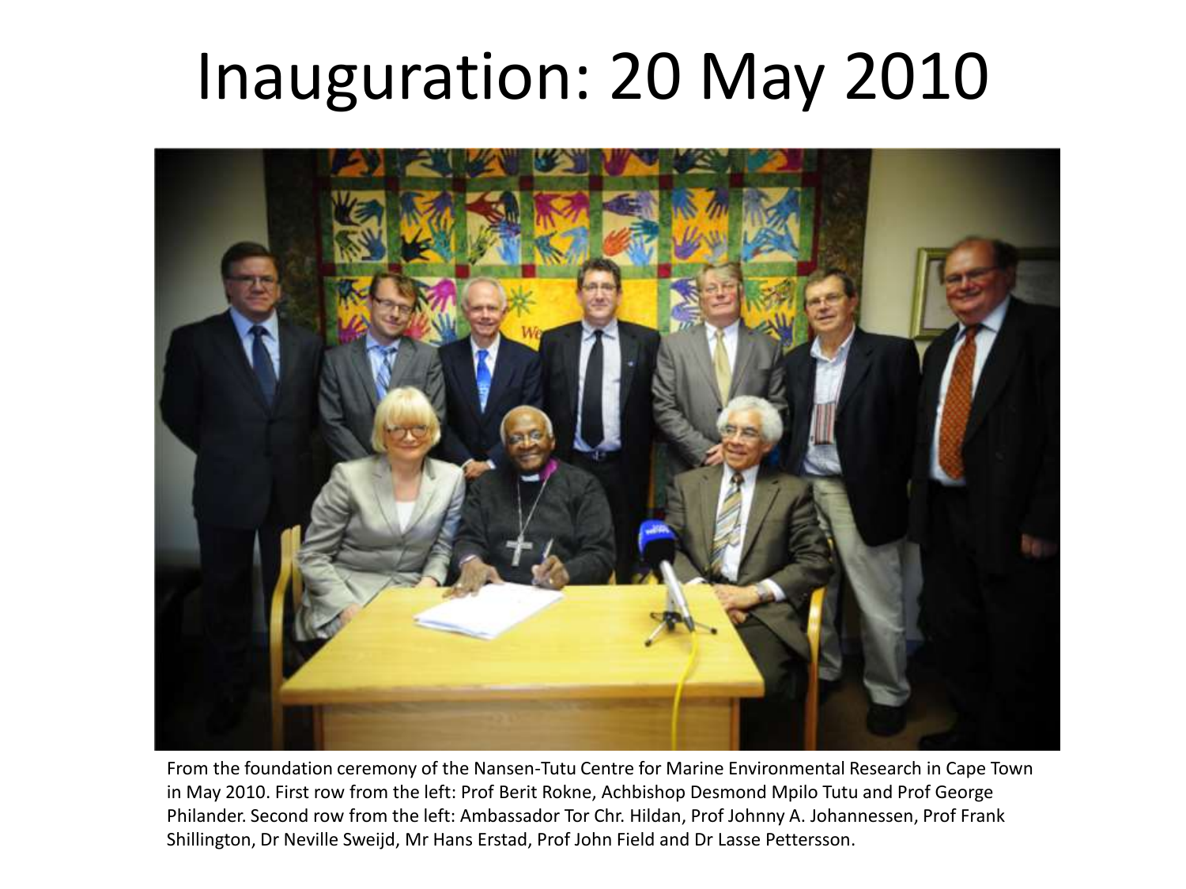# Inauguration: 20 May 2010

From the foundation ceremony of the Nansen-Tutu Centre for Marine Environmental Research in Cape Town in May 2010. First row from the left: Prof Berit Rokne, Achbishop Desmond Mpilo Tutu and Prof George Philander. Second row from the left: Ambassador Tor Chr. Hildan, Prof Johnny A. Johannessen, Prof Frank Shillington, Dr Neville Sweijd, Mr Hans Erstad, Prof John Field and Dr Lasse Pettersson.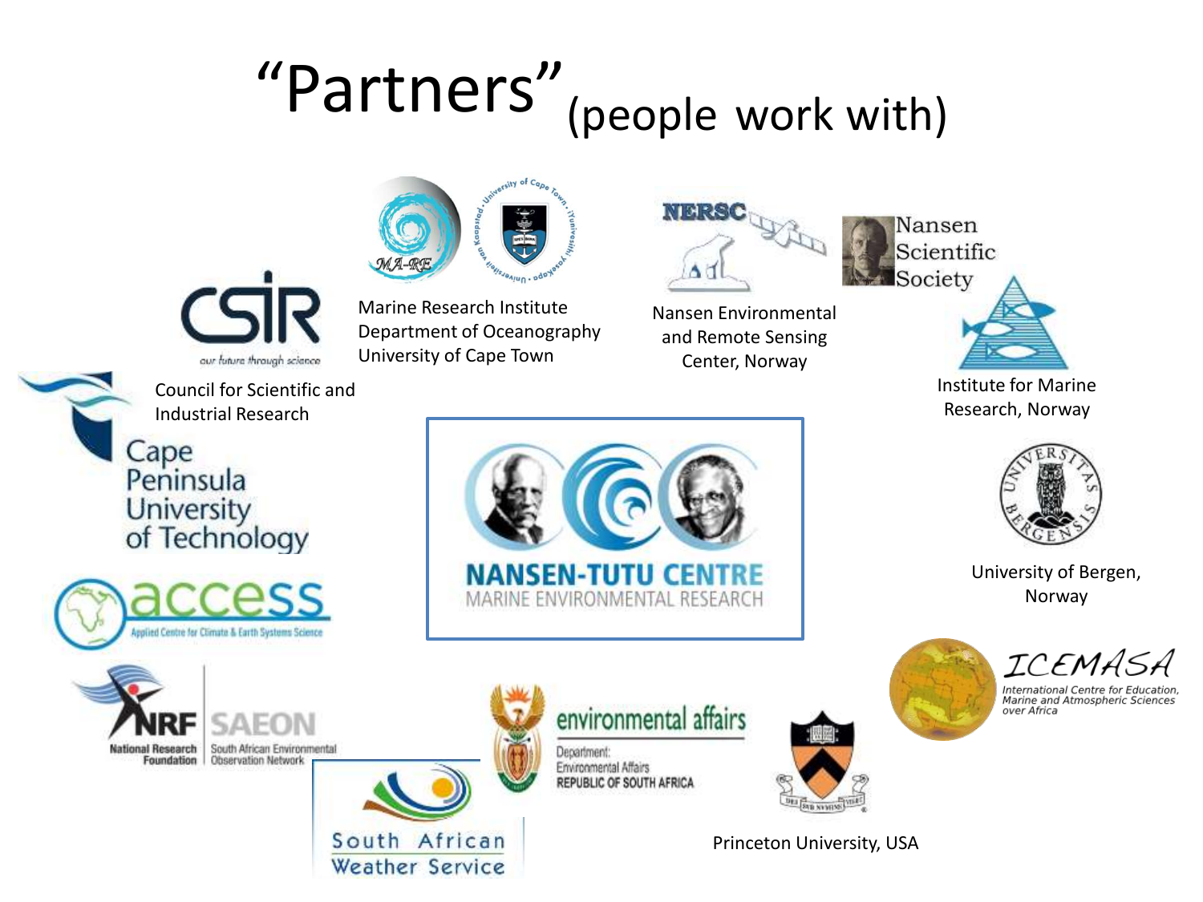# "Partners" (people work with)

- Council for Scientific and Industrial Research
- Marine Research Institute, Department of Oceanography, University of Cape Town
- Nansen Environmental and Remote Sensing Center, Norway
- Nansen Scientific Society
- Institute for Marine Research, Norway
- Cape Peninsula University of Technology
- access – Applied Centre for Climate & Earth Systems Science
- NANSEN-TUTU CENTRE – MARINE ENVIRONMENTAL RESEARCH
- University of Bergen, Norway
- ICEMASA – International Centre for Education, Marine and Atmospheric Sciences over Africa
- NRF – National Research Foundation
- SAEON – South African Environmental Observation Network
- environmental affairs – Department: Environmental Affairs, REPUBLIC OF SOUTH AFRICA
- South African Weather Service
- Princeton University, USA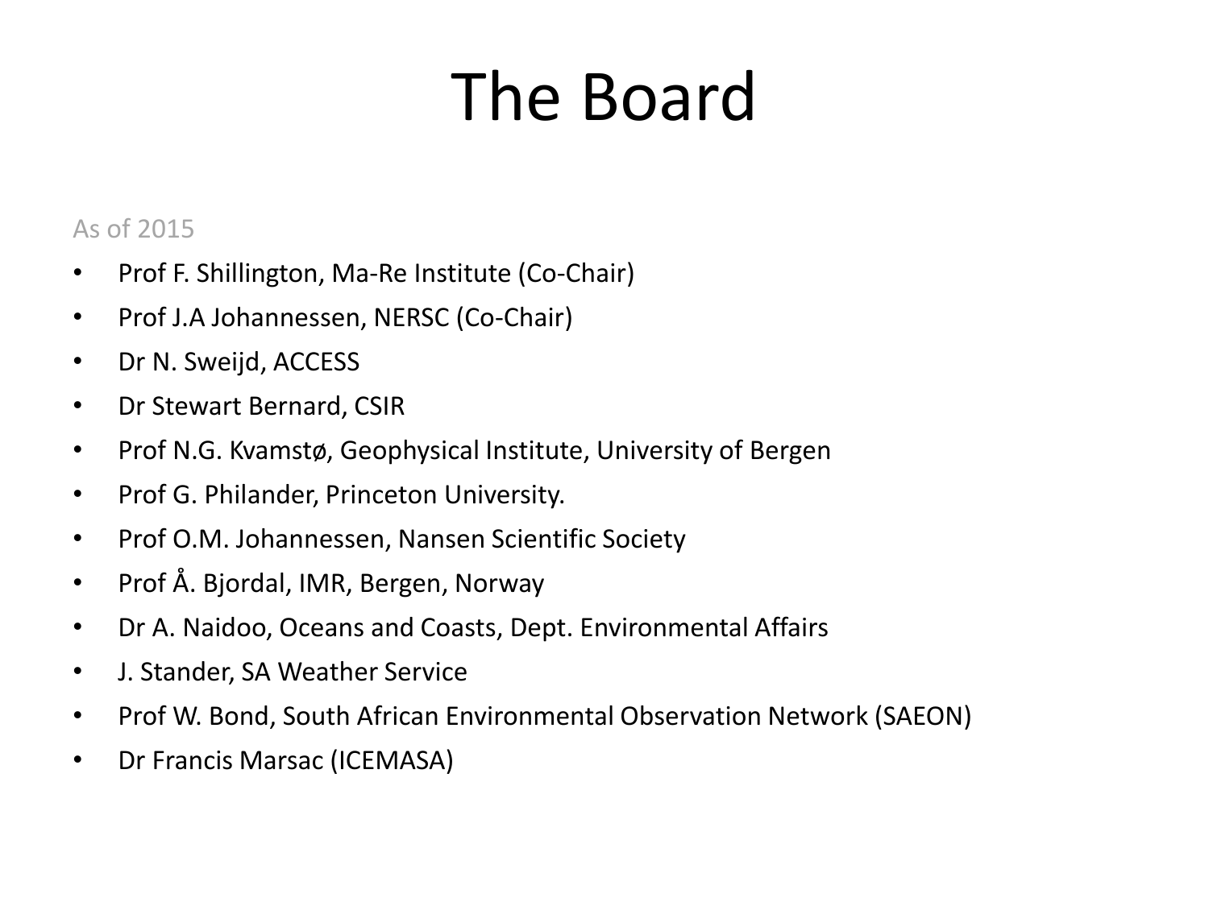# The Board

As of 2015

- Prof F. Shillington, Ma-Re Institute (Co-Chair)
- Prof J.A Johannessen, NERSC (Co-Chair)
- Dr N. Sweijd, ACCESS
- Dr Stewart Bernard, CSIR
- Prof N.G. Kvamstø, Geophysical Institute, University of Bergen
- Prof G. Philander, Princeton University.
- Prof O.M. Johannessen, Nansen Scientific Society
- Prof Å. Bjordal, IMR, Bergen, Norway
- Dr A. Naidoo, Oceans and Coasts, Dept. Environmental Affairs
- J. Stander, SA Weather Service
- Prof W. Bond, South African Environmental Observation Network (SAEON)
- Dr Francis Marsac (ICEMASA)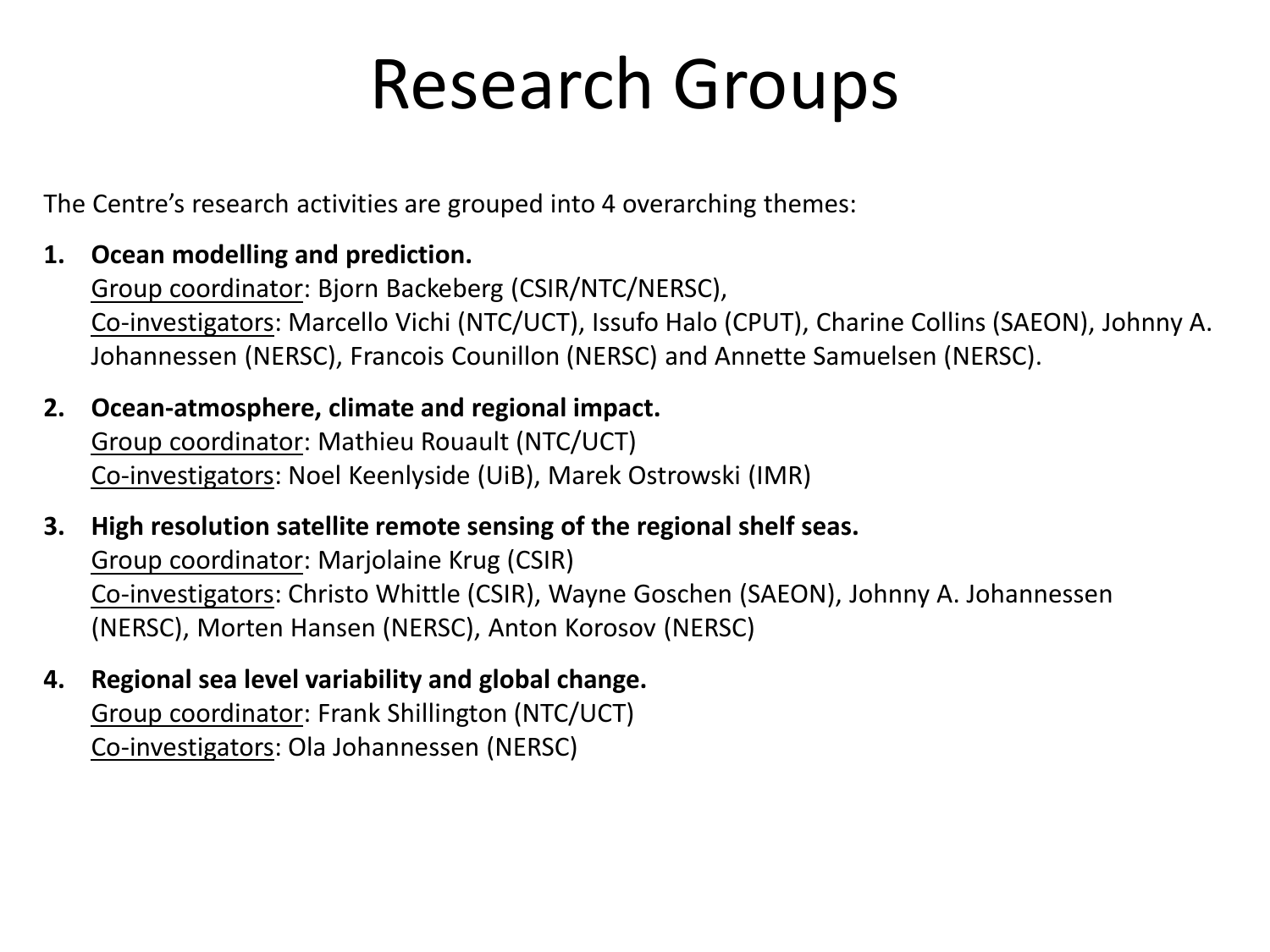# Research Groups

The Centre's research activities are grouped into 4 overarching themes:

1. **Ocean modelling and prediction.**
   Group coordinator: Bjorn Backeberg (CSIR/NTC/NERSC),
   Co-investigators: Marcello Vichi (NTC/UCT), Issufo Halo (CPUT), Charine Collins (SAEON), Johnny A. Johannessen (NERSC), Francois Counillon (NERSC) and Annette Samuelsen (NERSC).

2. **Ocean-atmosphere, climate and regional impact.**
   Group coordinator: Mathieu Rouault (NTC/UCT)
   Co-investigators: Noel Keenlyside (UiB), Marek Ostrowski (IMR)

3. **High resolution satellite remote sensing of the regional shelf seas.**
   Group coordinator: Marjolaine Krug (CSIR)
   Co-investigators: Christo Whittle (CSIR), Wayne Goschen (SAEON), Johnny A. Johannessen (NERSC), Morten Hansen (NERSC), Anton Korosov (NERSC)

4. **Regional sea level variability and global change.**
   Group coordinator: Frank Shillington (NTC/UCT)
   Co-investigators: Ola Johannessen (NERSC)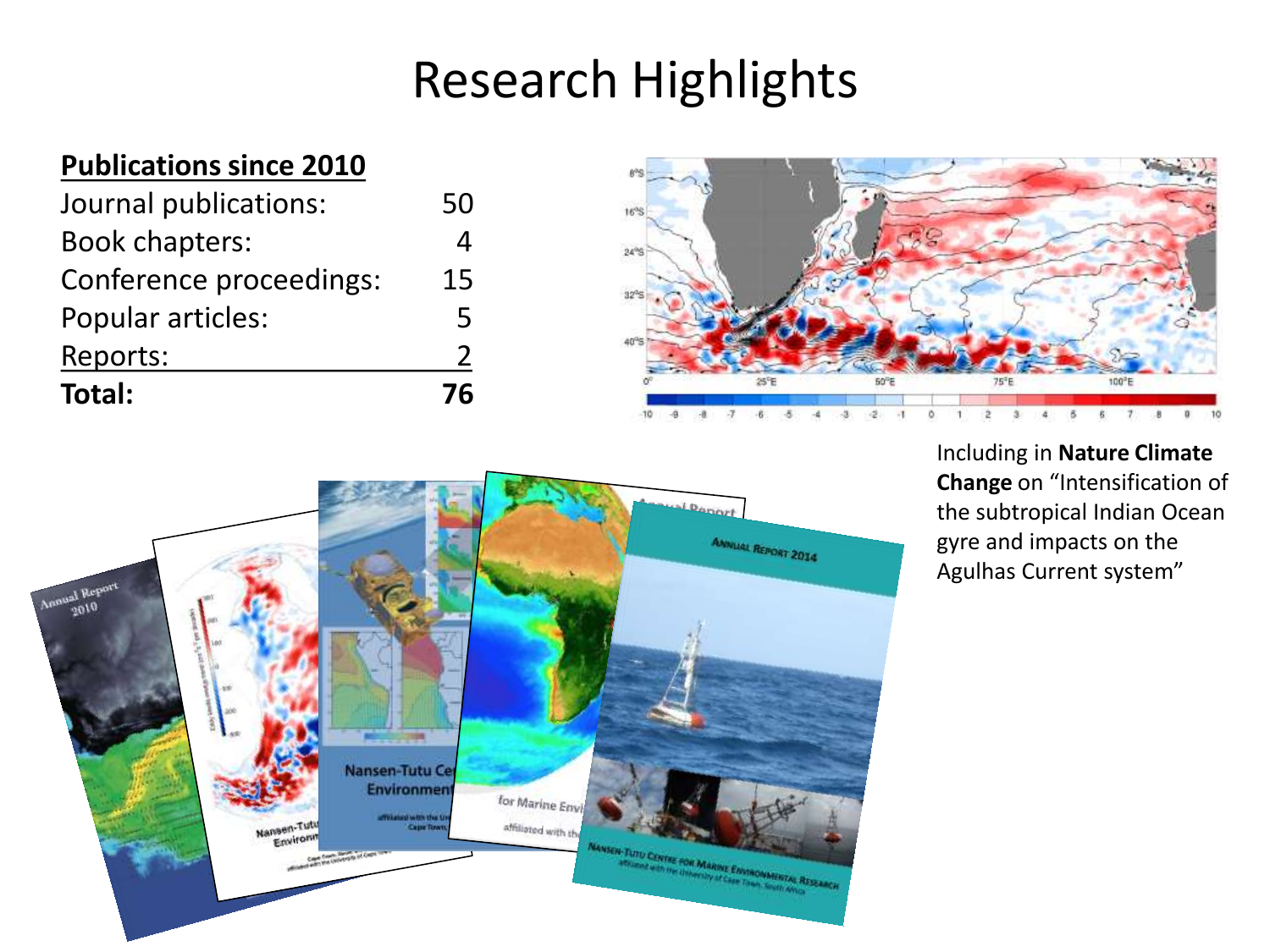# Research Highlights

**Publications since 2010**

| | |
|---|---|
| Journal publications: | 50 |
| Book chapters: | 4 |
| Conference proceedings: | 15 |
| Popular articles: | 5 |
| Reports: | 2 |
| **Total:** | **76** |

Including in **Nature Climate Change** on "Intensification of the subtropical Indian Ocean gyre and impacts on the Agulhas Current system"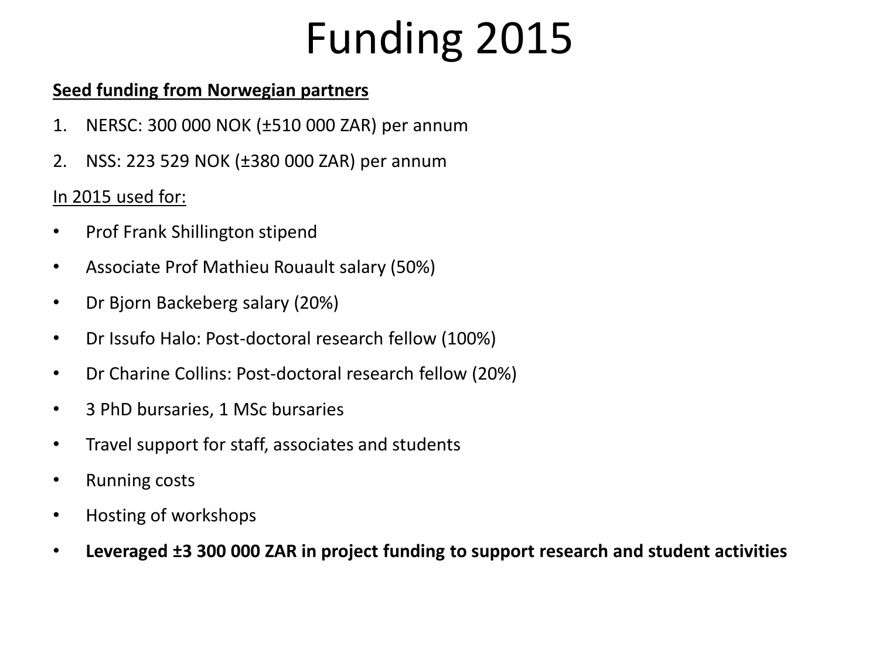# Funding 2015

**Seed funding from Norwegian partners**

1. NERSC: 300 000 NOK (±510 000 ZAR) per annum
2. NSS: 223 529 NOK (±380 000 ZAR) per annum

In 2015 used for:

- Prof Frank Shillington stipend
- Associate Prof Mathieu Rouault salary (50%)
- Dr Bjorn Backeberg salary (20%)
- Dr Issufo Halo: Post-doctoral research fellow (100%)
- Dr Charine Collins: Post-doctoral research fellow (20%)
- 3 PhD bursaries, 1 MSc bursaries
- Travel support for staff, associates and students
- Running costs
- Hosting of workshops
- **Leveraged ±3 300 000 ZAR in project funding to support research and student activities**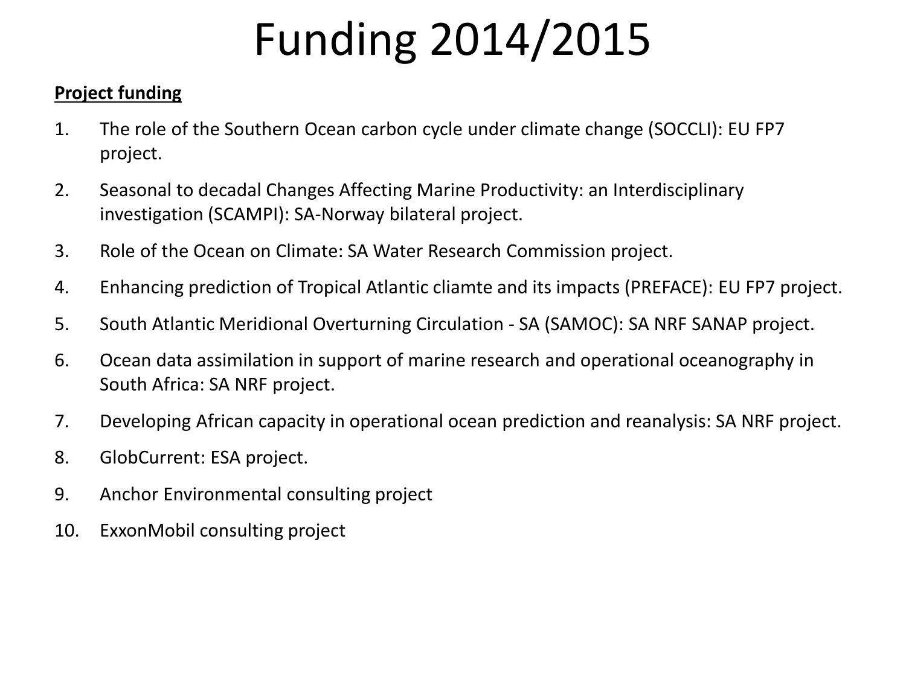# Funding 2014/2015

**Project funding**

1. The role of the Southern Ocean carbon cycle under climate change (SOCCLI): EU FP7 project.
2. Seasonal to decadal Changes Affecting Marine Productivity: an Interdisciplinary investigation (SCAMPI): SA-Norway bilateral project.
3. Role of the Ocean on Climate: SA Water Research Commission project.
4. Enhancing prediction of Tropical Atlantic cliamte and its impacts (PREFACE): EU FP7 project.
5. South Atlantic Meridional Overturning Circulation - SA (SAMOC): SA NRF SANAP project.
6. Ocean data assimilation in support of marine research and operational oceanography in South Africa: SA NRF project.
7. Developing African capacity in operational ocean prediction and reanalysis: SA NRF project.
8. GlobCurrent: ESA project.
9. Anchor Environmental consulting project
10. ExxonMobil consulting project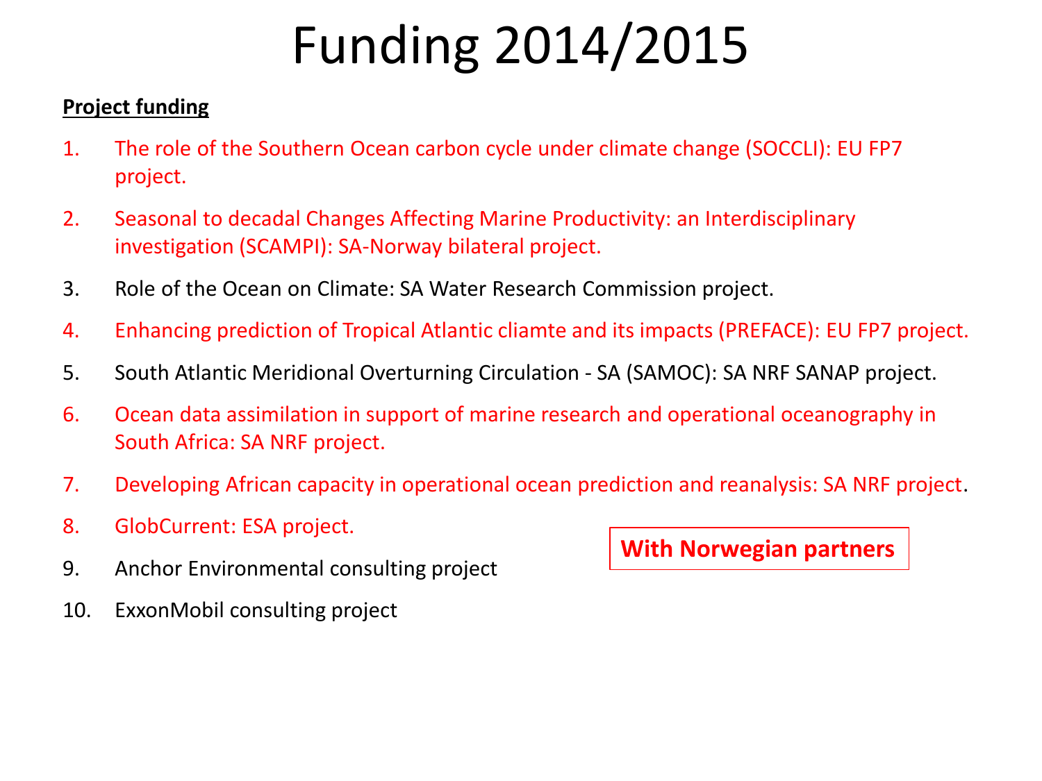# Funding 2014/2015

**Project funding**

1. The role of the Southern Ocean carbon cycle under climate change (SOCCLI): EU FP7 project.
2. Seasonal to decadal Changes Affecting Marine Productivity: an Interdisciplinary investigation (SCAMPI): SA-Norway bilateral project.
3. Role of the Ocean on Climate: SA Water Research Commission project.
4. Enhancing prediction of Tropical Atlantic cliamte and its impacts (PREFACE): EU FP7 project.
5. South Atlantic Meridional Overturning Circulation - SA (SAMOC): SA NRF SANAP project.
6. Ocean data assimilation in support of marine research and operational oceanography in South Africa: SA NRF project.
7. Developing African capacity in operational ocean prediction and reanalysis: SA NRF project.
8. GlobCurrent: ESA project.
9. Anchor Environmental consulting project
10. ExxonMobil consulting project

**With Norwegian partners**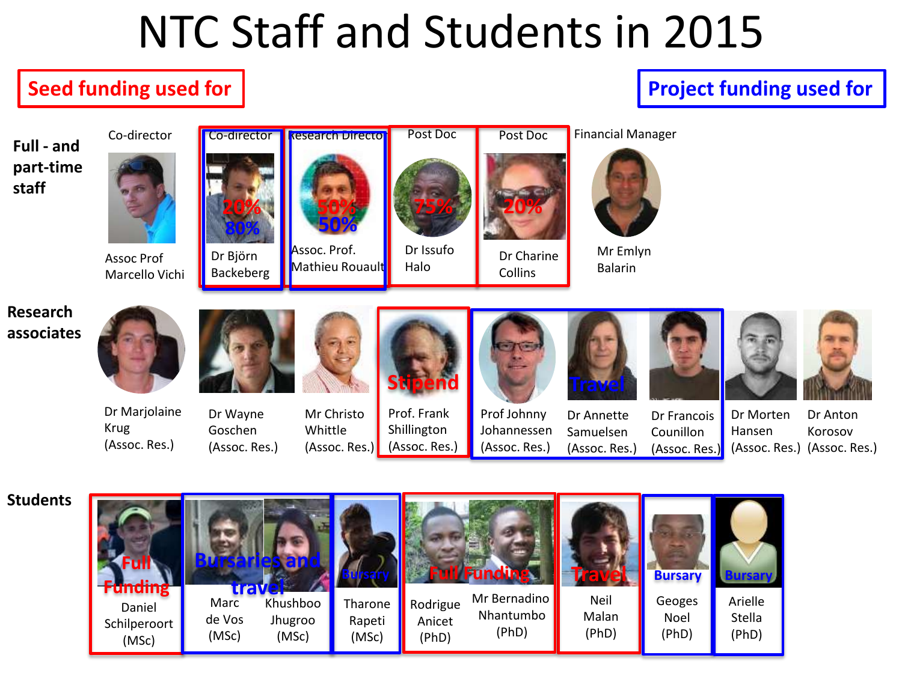# NTC Staff and Students in 2015

**Seed funding used for**

**Project funding used for**

## Full - and part-time staff

- Co-director — Assoc Prof Marcello Vichi
- Co-director — Dr Björn Backeberg — 20% (seed) / 80% (project)
- Research Director — Assoc. Prof. Mathieu Rouault — 50% (seed) / 50% (project)
- Post Doc — Dr Issufo Halo — 75% (seed)
- Post Doc — Dr Charine Collins — 20% (seed)
- Financial Manager — Mr Emlyn Balarin

## Research associates

- Dr Marjolaine Krug (Assoc. Res.)
- Dr Wayne Goschen (Assoc. Res.)
- Mr Christo Whittle (Assoc. Res.)
- Prof. Frank Shillington (Assoc. Res.) — Stipend (seed)
- Prof Johnny Johannessen (Assoc. Res.) — project
- Dr Annette Samuelsen (Assoc. Res.) — Travel (project)
- Dr Francois Counillon (Assoc. Res.) — project
- Dr Morten Hansen (Assoc. Res.)
- Dr Anton Korosov (Assoc. Res.)

## Students

- Daniel Schilperoort (MSc) — Full Funding (seed)
- Marc de Vos (MSc), Khushboo Jhugroo (MSc) — Bursaries and travel (project)
- Tharone Rapeti (MSc) — Bursary (project)
- Rodrigue Anicet (PhD), Mr Bernadino Nhantumbo (PhD) — Full Funding (seed)
- Neil Malan (PhD) — Travel (seed)
- Geoges Noel (PhD) — Bursary (project)
- Arielle Stella (PhD) — Bursary (project)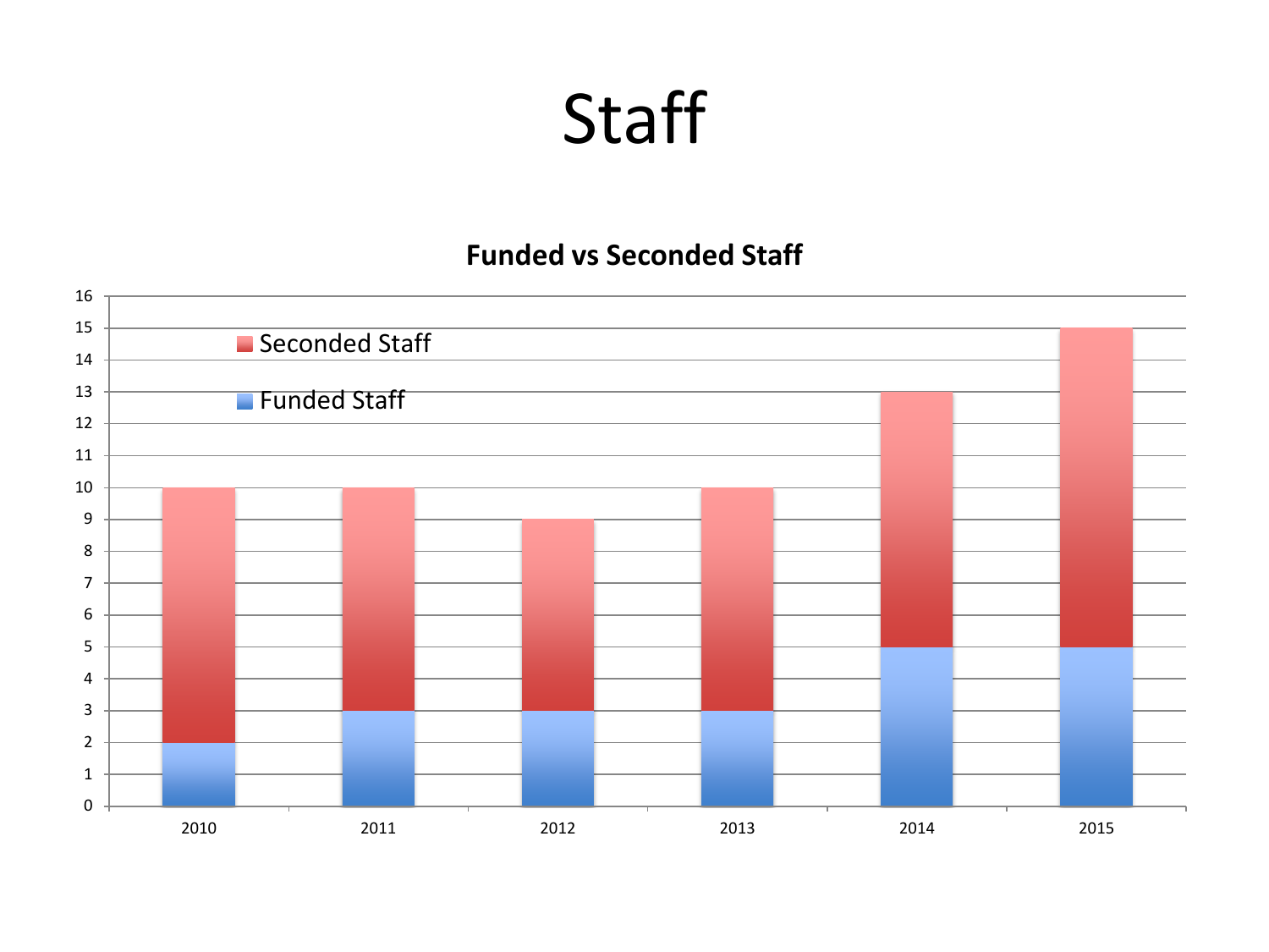# Staff

**Funded vs Seconded Staff**

| Year | Funded Staff | Seconded Staff |
|---|---|---|
| 2010 | 2 | 8 |
| 2011 | 3 | 7 |
| 2012 | 3 | 6 |
| 2013 | 3 | 7 |
| 2014 | 5 | 8 |
| 2015 | 5 | 10 |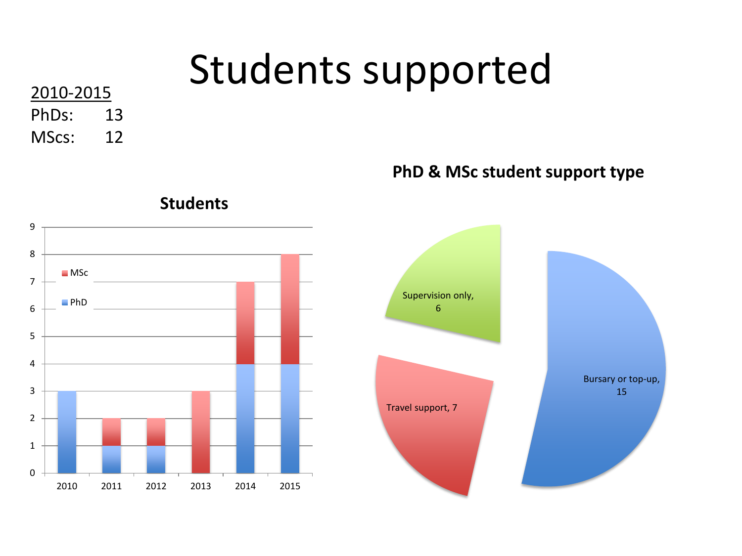# Students supported

<u>2010-2015</u>

PhDs: 13

MScs: 12

**Students**

| Year | PhD | MSc |
| --- | --- | --- |
| 2010 | 3 | 0 |
| 2011 | 1 | 1 |
| 2012 | 1 | 1 |
| 2013 | 0 | 3 |
| 2014 | 4 | 3 |
| 2015 | 4 | 4 |

**PhD & MSc student support type**

| Support type | Count |
| --- | --- |
| Bursary or top-up | 15 |
| Travel support | 7 |
| Supervision only | 6 |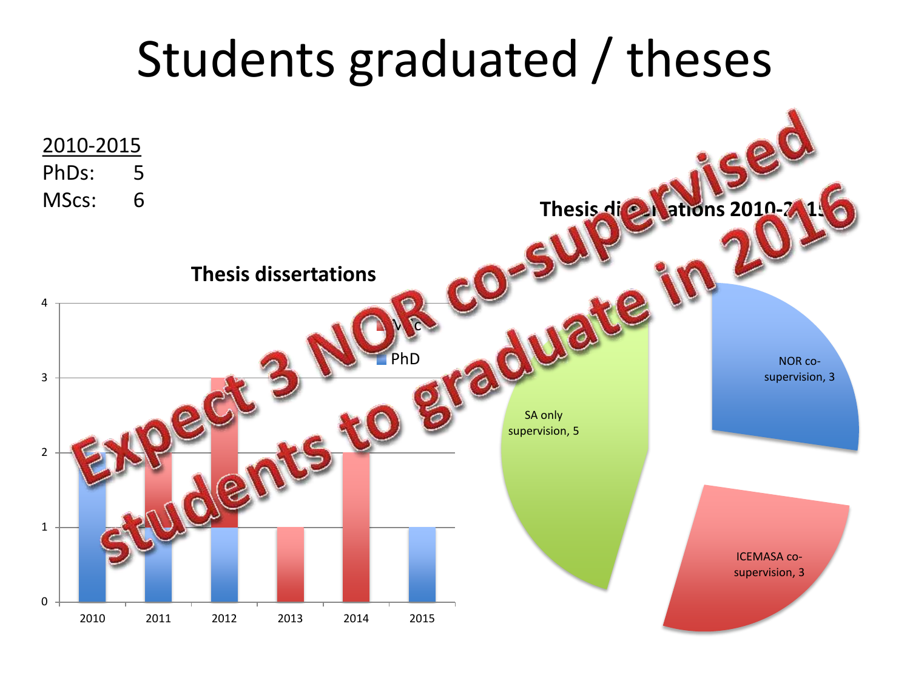# Students graduated / theses

<u>2010-2015</u>

PhDs: 5

MScs: 6

**Thesis dissertations**

| Year | PhD | MSc |
|---|---|---|
| 2010 | 2 | 0 |
| 2011 | 1 | 1 |
| 2012 | 1 | 2 |
| 2013 | 0 | 1 |
| 2014 | 0 | 2 |
| 2015 | 1 | 0 |

**Thesis dissertations 2010-2015**

- SA only supervision, 5
- NOR co-supervision, 3
- ICEMASA co-supervision, 3

Expect 3 NOR co-supervised students to graduate in 2016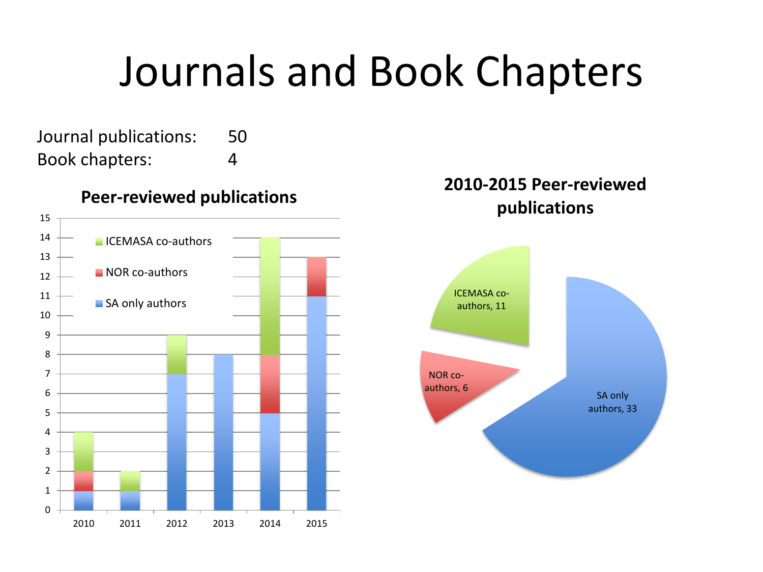# Journals and Book Chapters

Journal publications: 50
Book chapters: 4

**Peer-reviewed publications**

| Year | SA only authors | NOR co-authors | ICEMASA co-authors | Total |
|---|---|---|---|---|
| 2010 | 1 | 1 | 2 | 4 |
| 2011 | 1 | 0 | 1 | 2 |
| 2012 | 7 | 0 | 2 | 9 |
| 2013 | 8 | 0 | 0 | 8 |
| 2014 | 5 | 3 | 6 | 14 |
| 2015 | 11 | 2 | 0 | 13 |

**2010-2015 Peer-reviewed publications**

- ICEMASA co-authors, 11
- NOR co-authors, 6
- SA only authors, 33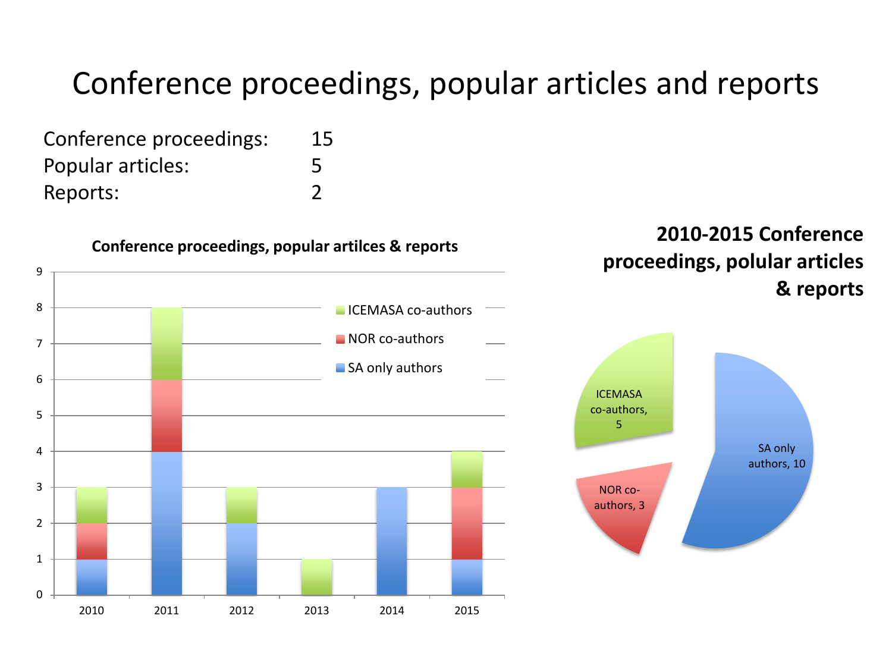# Conference proceedings, popular articles and reports

| | |
|---|---|
| Conference proceedings: | 15 |
| Popular articles: | 5 |
| Reports: | 2 |

**Conference proceedings, popular artilces & reports**

| Year | SA only authors | NOR co-authors | ICEMASA co-authors |
|---|---|---|---|
| 2010 | 1 | 1 | 1 |
| 2011 | 4 | 2 | 2 |
| 2012 | 2 | 0 | 1 |
| 2013 | 0 | 0 | 1 |
| 2014 | 3 | 0 | 0 |
| 2015 | 1 | 2 | 1 |

**2010-2015 Conference proceedings, polular articles & reports**

- ICEMASA co-authors, 5
- NOR co-authors, 3
- SA only authors, 10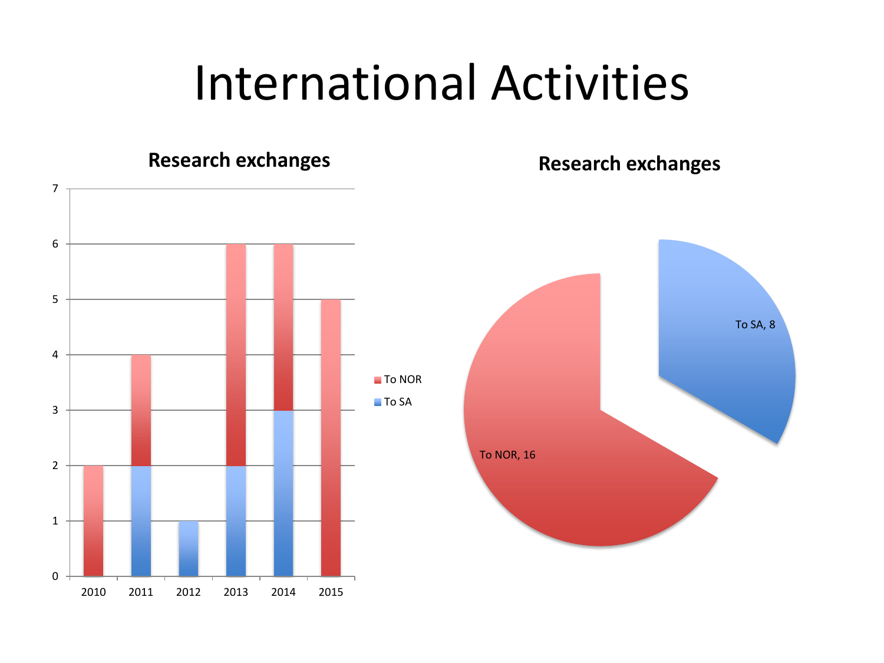# International Activities

**Research exchanges**

| Year | To SA | To NOR |
|---|---|---|
| 2010 | 0 | 2 |
| 2011 | 2 | 2 |
| 2012 | 1 | 0 |
| 2013 | 2 | 4 |
| 2014 | 3 | 3 |
| 2015 | 0 | 5 |

**Research exchanges**

To SA, 8

To NOR, 16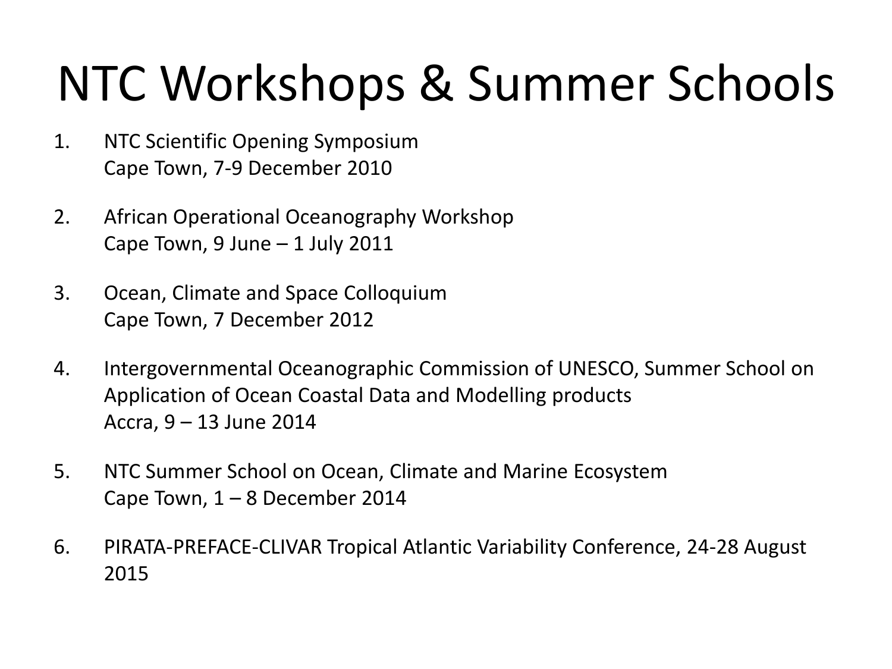# NTC Workshops & Summer Schools

1. NTC Scientific Opening Symposium
   Cape Town, 7-9 December 2010

2. African Operational Oceanography Workshop
   Cape Town, 9 June – 1 July 2011

3. Ocean, Climate and Space Colloquium
   Cape Town, 7 December 2012

4. Intergovernmental Oceanographic Commission of UNESCO, Summer School on Application of Ocean Coastal Data and Modelling products
   Accra, 9 – 13 June 2014

5. NTC Summer School on Ocean, Climate and Marine Ecosystem
   Cape Town, 1 – 8 December 2014

6. PIRATA-PREFACE-CLIVAR Tropical Atlantic Variability Conference, 24-28 August 2015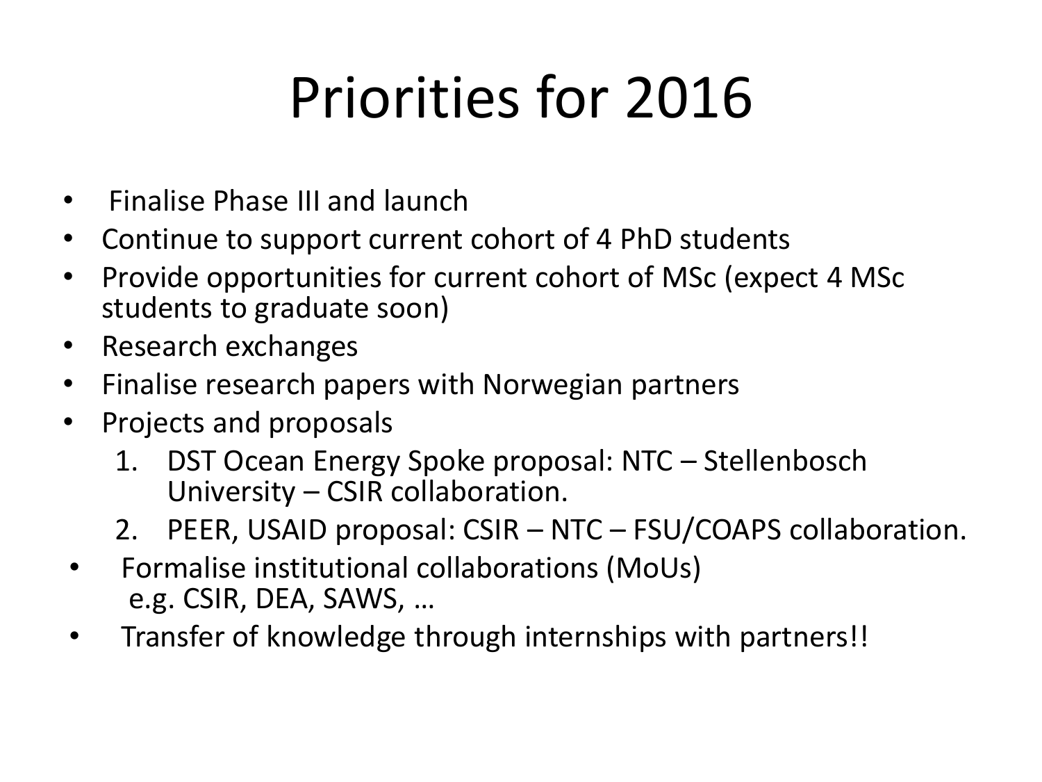# Priorities for 2016

- Finalise Phase III and launch
- Continue to support current cohort of 4 PhD students
- Provide opportunities for current cohort of MSc (expect 4 MSc students to graduate soon)
- Research exchanges
- Finalise research papers with Norwegian partners
- Projects and proposals
    1. DST Ocean Energy Spoke proposal: NTC – Stellenbosch University – CSIR collaboration.
    2. PEER, USAID proposal: CSIR – NTC – FSU/COAPS collaboration.
- Formalise institutional collaborations (MoUs) e.g. CSIR, DEA, SAWS, …
- Transfer of knowledge through internships with partners!!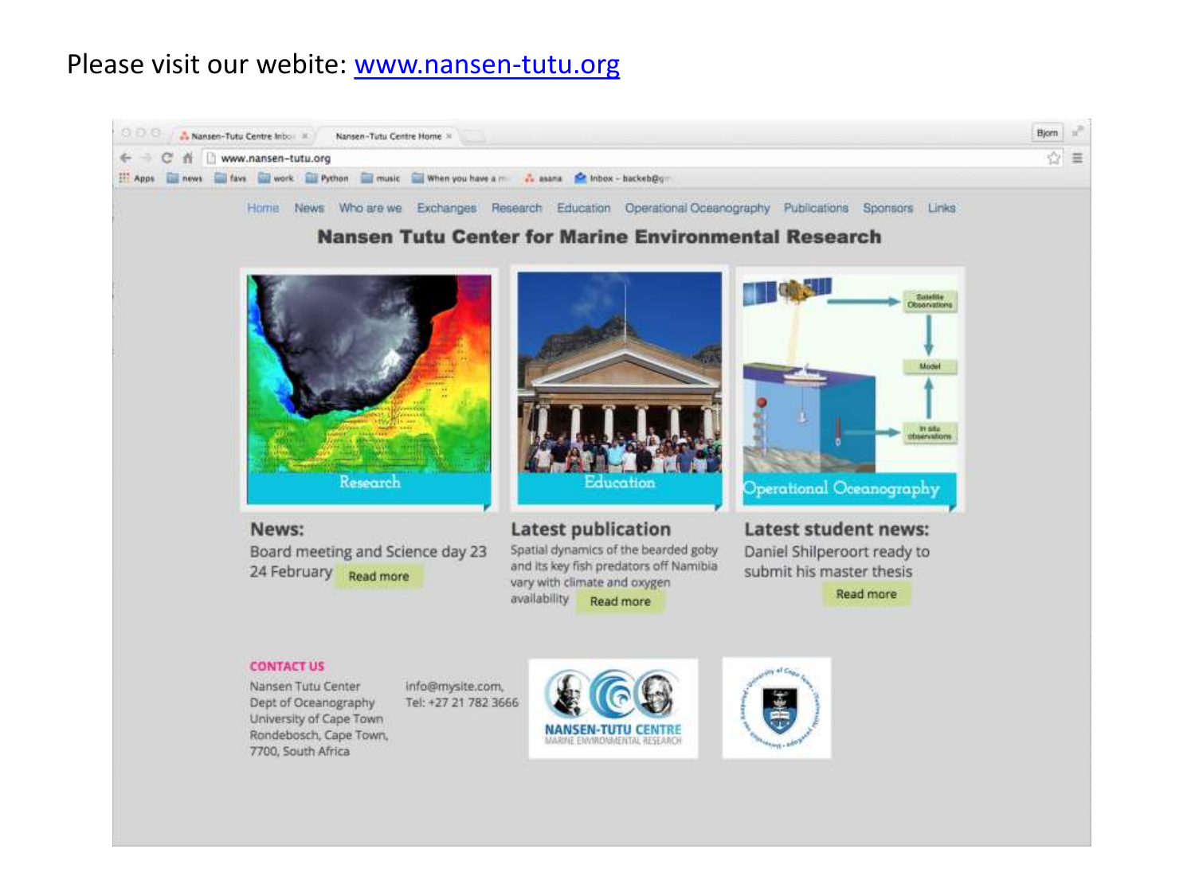Please visit our webite: [www.nansen-tutu.org](http://www.nansen-tutu.org)

Home News Who are we Exchanges Research Education Operational Oceanography Publications Sponsors Links

**Nansen Tutu Center for Marine Environmental Research**

Research

Education

Operational Oceanography

**News:**

Board meeting and Science day 23 24 February Read more

**Latest publication**

Spatial dynamics of the bearded goby and its key fish predators off Namibia vary with climate and oxygen availability Read more

**Latest student news:**

Daniel Shilperoort ready to submit his master thesis Read more

**CONTACT US**

Nansen Tutu Center
Dept of Oceanography
University of Cape Town
Rondebosch, Cape Town,
7700, South Africa

info@mysite.com,
Tel: +27 21 782 3666

NANSEN-TUTU CENTRE
MARINE ENVIRONMENTAL RESEARCH